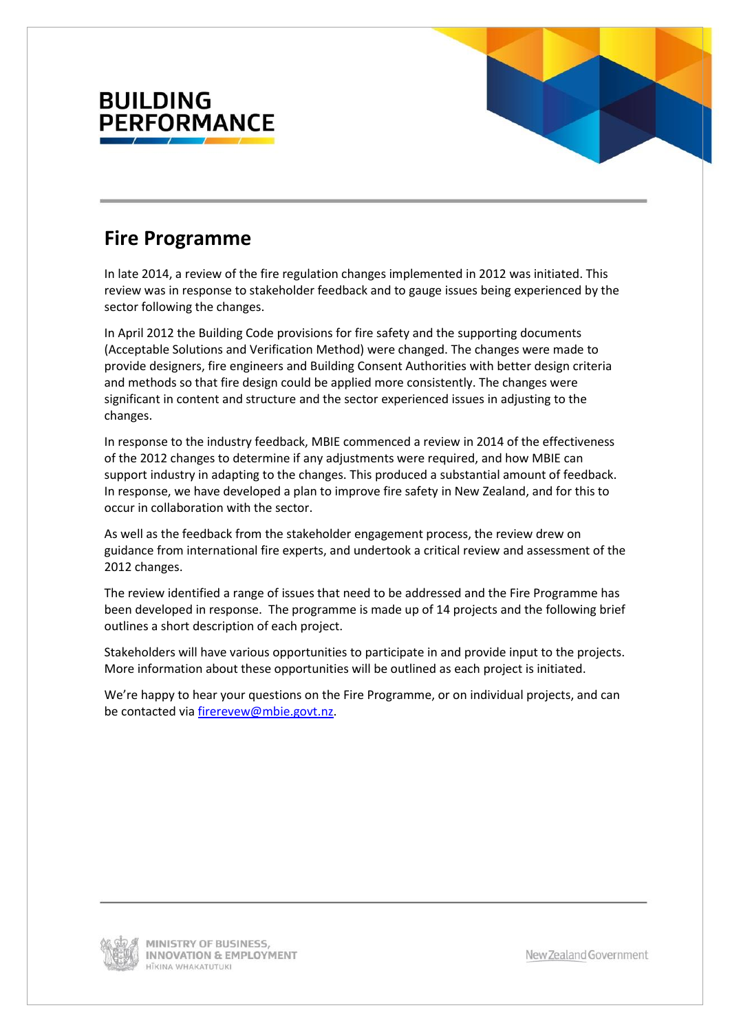# BUILDING PERFORMANCE

## Fire Programme

In late 2014, a review of the fire regulation changes implemented in 2012 was initiated. This review was in response to stakeholder feedback and to gauge issues being experienced by the sector following the changes.

In April 2012 the Building Code provisions for fire safety and the supporting documents (Acceptable Solutions and Verification Method) were changed. The changes were made to provide designers, fire engineers and Building Consent Authorities with better design criteria and methods so that fire design could be applied more consistently. The changes were significant in content and structure and the sector experienced issues in adjusting to the changes.

In response to the industry feedback, MBIE commenced a review in 2014 of the effectiveness of the 2012 changes to determine if any adjustments were required, and how MBIE can support industry in adapting to the changes. This produced a substantial amount of feedback. In response, we have developed a plan to improve fire safety in New Zealand, and for this to occur in collaboration with the sector.

As well as the feedback from the stakeholder engagement process, the review drew on guidance from international fire experts, and undertook a critical review and assessment of the 2012 changes.

The review identified a range of issues that need to be addressed and the Fire Programme has been developed in response. The programme is made up of 14 projects and the following brief outlines a short description of each project.

Stakeholders will have various opportunities to participate in and provide input to the projects. More information about these opportunities will be outlined as each project is initiated.

We're happy to hear your questions on the Fire Programme, or on individual projects, and can be contacted via firerevew@mbie.govt.nz.

MINISTRY OF BUSINESS, INNOVATION & EMPLOYMENT
HĪKINA WHAKATUTUKI

New Zealand Government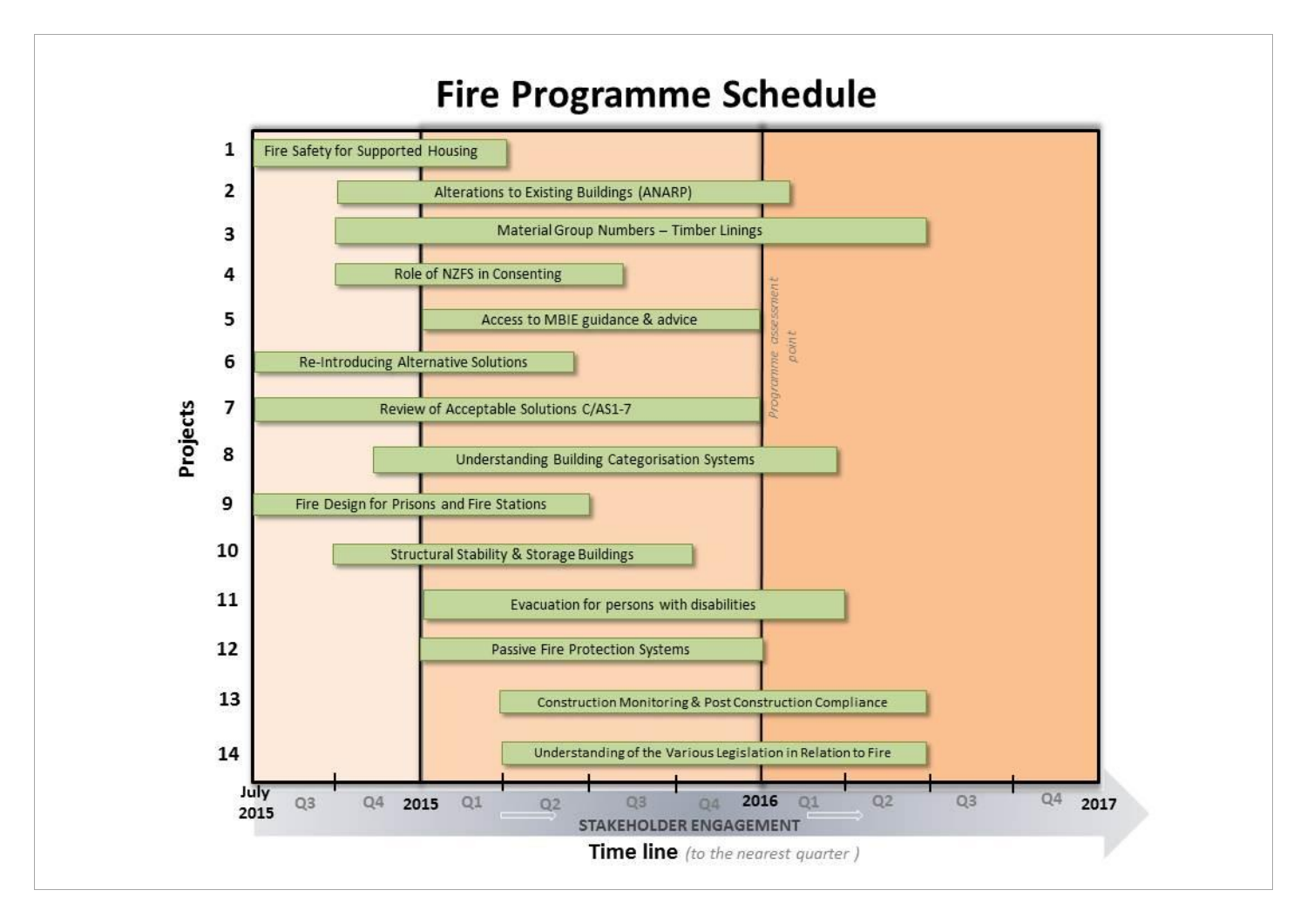# Fire Programme Schedule

| Projects | Project | Timing (to the nearest quarter) |
|---|---|---|
| 1 | Fire Safety for Supported Housing | July 2015 – 2015 Q1 |
| 2 | Alterations to Existing Buildings (ANARP) | Q4 – 2016 Q1 |
| 3 | Material Group Numbers – Timber Linings | Q4 – 2016 Q2 |
| 4 | Role of NZFS in Consenting | Q4 – 2015 Q3 |
| 5 | Access to MBIE guidance & advice | 2015 – 2016 |
| 6 | Re-Introducing Alternative Solutions | July 2015 – 2015 Q2 |
| 7 | Review of Acceptable Solutions C/AS1-7 | July 2015 – 2016 |
| 8 | Understanding Building Categorisation Systems | Q4 – 2016 Q1 |
| 9 | Fire Design for Prisons and Fire Stations | July 2015 – 2015 Q2 |
| 10 | Structural Stability & Storage Buildings | Q4 – 2015 Q3 |
| 11 | Evacuation for persons with disabilities | 2015 – 2016 Q1 |
| 12 | Passive Fire Protection Systems | 2015 – 2016 |
| 13 | Construction Monitoring & Post Construction Compliance | 2015 Q2 – 2016 Q2 |
| 14 | Understanding of the Various Legislation in Relation to Fire | 2015 Q2 – 2016 Q2 |

*Programme assessment point* (2016)

STAKEHOLDER ENGAGEMENT

**Time line** *(to the nearest quarter)*: July 2015, Q3, Q4, 2015, Q1, Q2, Q3, Q4, 2016, Q1, Q2, Q3, Q4, 2017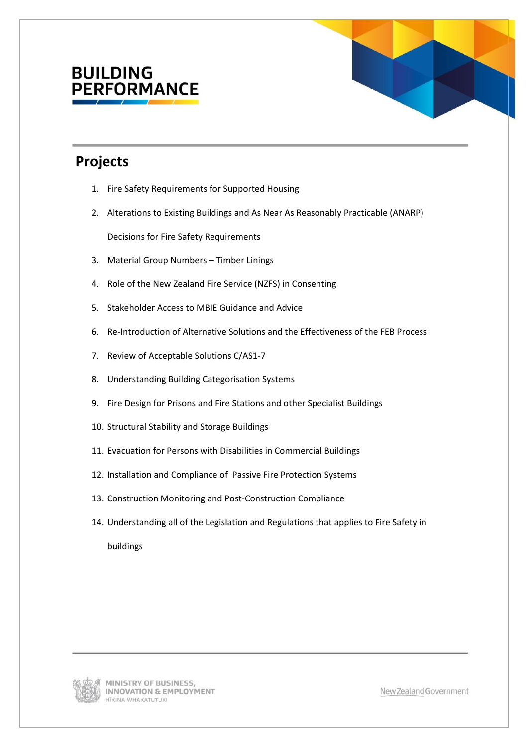## Projects

1. Fire Safety Requirements for Supported Housing
2. Alterations to Existing Buildings and As Near As Reasonably Practicable (ANARP) Decisions for Fire Safety Requirements
3. Material Group Numbers – Timber Linings
4. Role of the New Zealand Fire Service (NZFS) in Consenting
5. Stakeholder Access to MBIE Guidance and Advice
6. Re-Introduction of Alternative Solutions and the Effectiveness of the FEB Process
7. Review of Acceptable Solutions C/AS1-7
8. Understanding Building Categorisation Systems
9. Fire Design for Prisons and Fire Stations and other Specialist Buildings
10. Structural Stability and Storage Buildings
11. Evacuation for Persons with Disabilities in Commercial Buildings
12. Installation and Compliance of Passive Fire Protection Systems
13. Construction Monitoring and Post-Construction Compliance
14. Understanding all of the Legislation and Regulations that applies to Fire Safety in buildings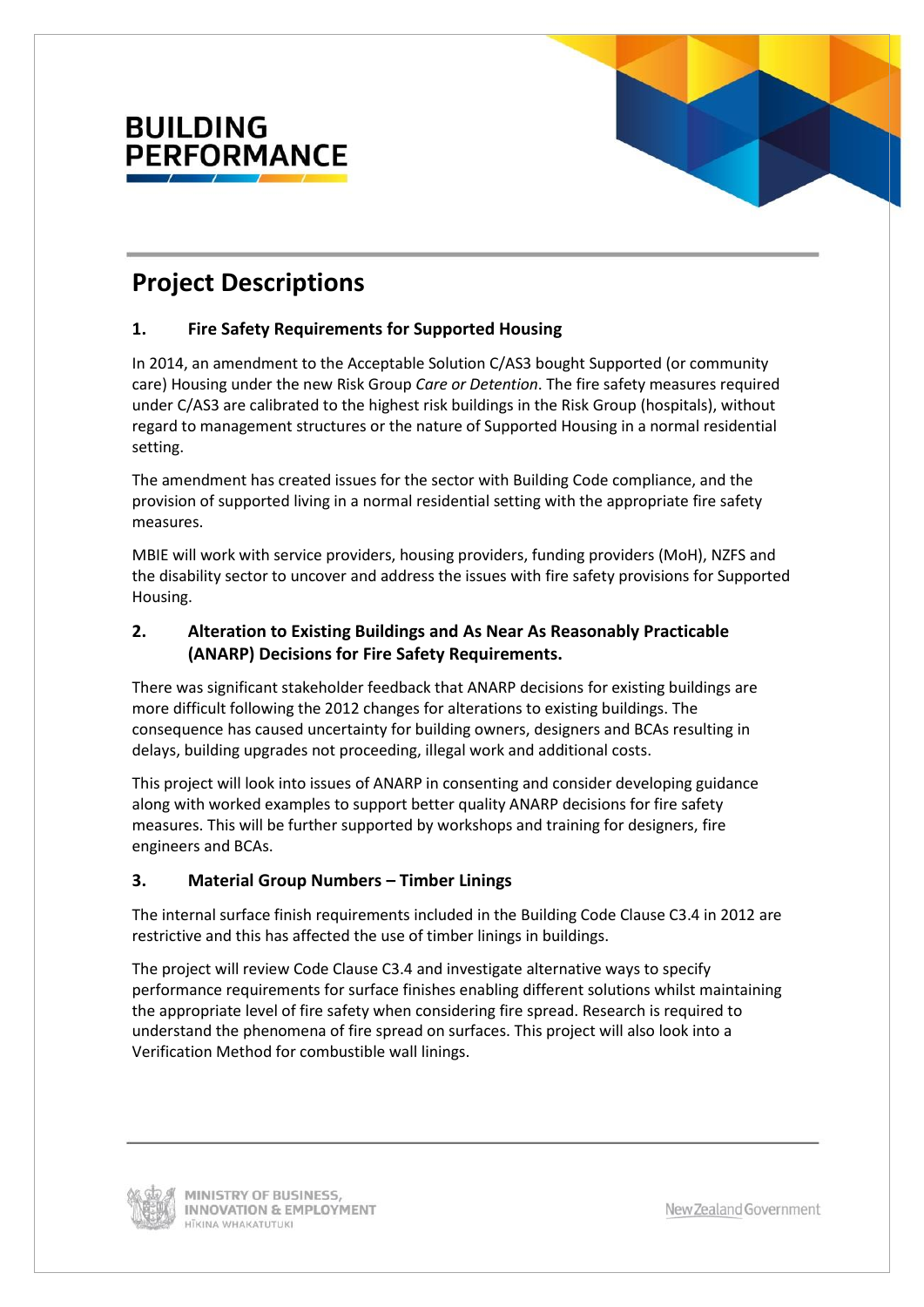# Project Descriptions

## 1. Fire Safety Requirements for Supported Housing

In 2014, an amendment to the Acceptable Solution C/AS3 bought Supported (or community care) Housing under the new Risk Group *Care or Detention*. The fire safety measures required under C/AS3 are calibrated to the highest risk buildings in the Risk Group (hospitals), without regard to management structures or the nature of Supported Housing in a normal residential setting.

The amendment has created issues for the sector with Building Code compliance, and the provision of supported living in a normal residential setting with the appropriate fire safety measures.

MBIE will work with service providers, housing providers, funding providers (MoH), NZFS and the disability sector to uncover and address the issues with fire safety provisions for Supported Housing.

## 2. Alteration to Existing Buildings and As Near As Reasonably Practicable (ANARP) Decisions for Fire Safety Requirements.

There was significant stakeholder feedback that ANARP decisions for existing buildings are more difficult following the 2012 changes for alterations to existing buildings. The consequence has caused uncertainty for building owners, designers and BCAs resulting in delays, building upgrades not proceeding, illegal work and additional costs.

This project will look into issues of ANARP in consenting and consider developing guidance along with worked examples to support better quality ANARP decisions for fire safety measures. This will be further supported by workshops and training for designers, fire engineers and BCAs.

## 3. Material Group Numbers – Timber Linings

The internal surface finish requirements included in the Building Code Clause C3.4 in 2012 are restrictive and this has affected the use of timber linings in buildings.

The project will review Code Clause C3.4 and investigate alternative ways to specify performance requirements for surface finishes enabling different solutions whilst maintaining the appropriate level of fire safety when considering fire spread. Research is required to understand the phenomena of fire spread on surfaces. This project will also look into a Verification Method for combustible wall linings.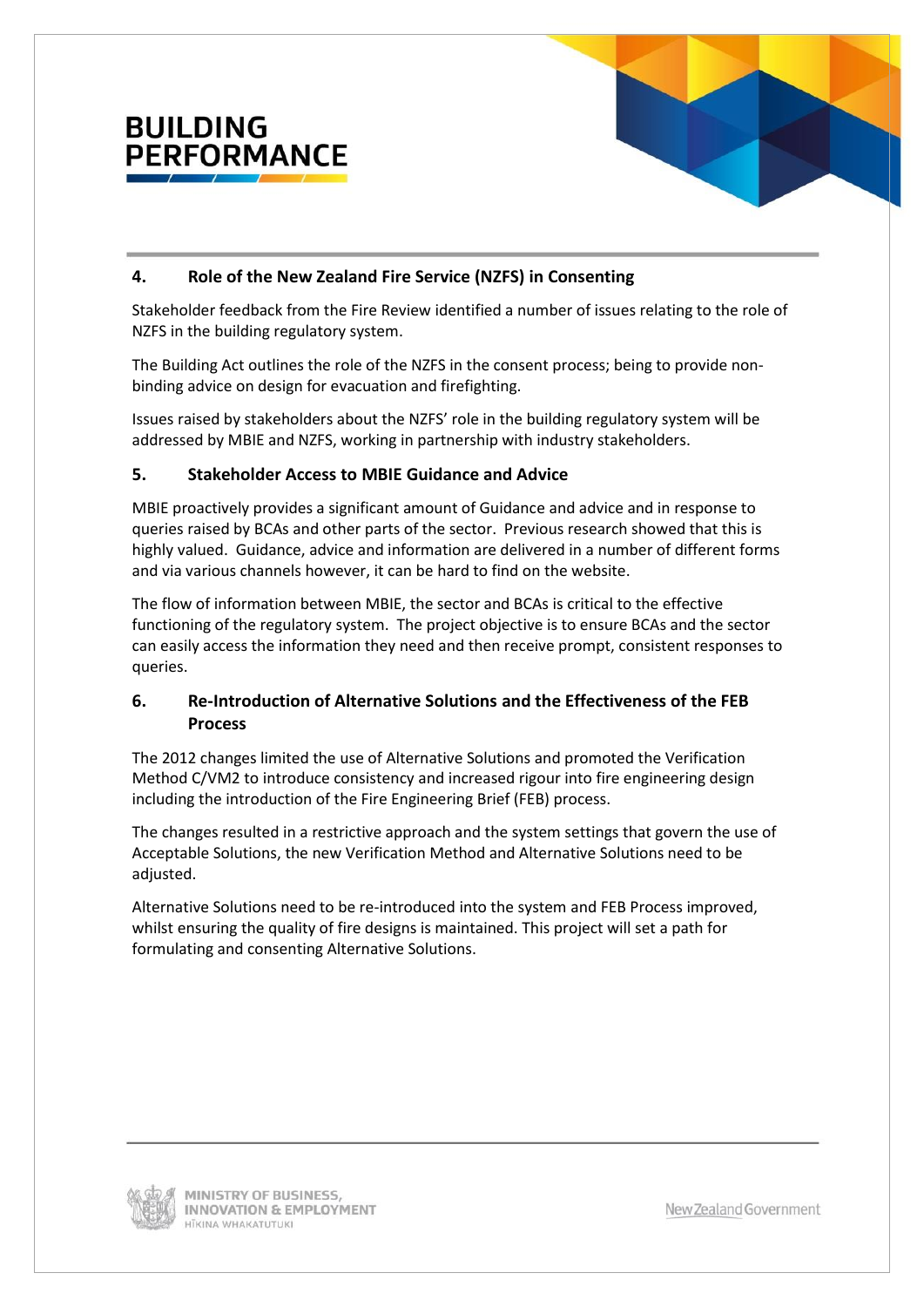## 4. Role of the New Zealand Fire Service (NZFS) in Consenting

Stakeholder feedback from the Fire Review identified a number of issues relating to the role of NZFS in the building regulatory system.

The Building Act outlines the role of the NZFS in the consent process; being to provide non-binding advice on design for evacuation and firefighting.

Issues raised by stakeholders about the NZFS' role in the building regulatory system will be addressed by MBIE and NZFS, working in partnership with industry stakeholders.

## 5. Stakeholder Access to MBIE Guidance and Advice

MBIE proactively provides a significant amount of Guidance and advice and in response to queries raised by BCAs and other parts of the sector. Previous research showed that this is highly valued. Guidance, advice and information are delivered in a number of different forms and via various channels however, it can be hard to find on the website.

The flow of information between MBIE, the sector and BCAs is critical to the effective functioning of the regulatory system. The project objective is to ensure BCAs and the sector can easily access the information they need and then receive prompt, consistent responses to queries.

## 6. Re-Introduction of Alternative Solutions and the Effectiveness of the FEB Process

The 2012 changes limited the use of Alternative Solutions and promoted the Verification Method C/VM2 to introduce consistency and increased rigour into fire engineering design including the introduction of the Fire Engineering Brief (FEB) process.

The changes resulted in a restrictive approach and the system settings that govern the use of Acceptable Solutions, the new Verification Method and Alternative Solutions need to be adjusted.

Alternative Solutions need to be re-introduced into the system and FEB Process improved, whilst ensuring the quality of fire designs is maintained. This project will set a path for formulating and consenting Alternative Solutions.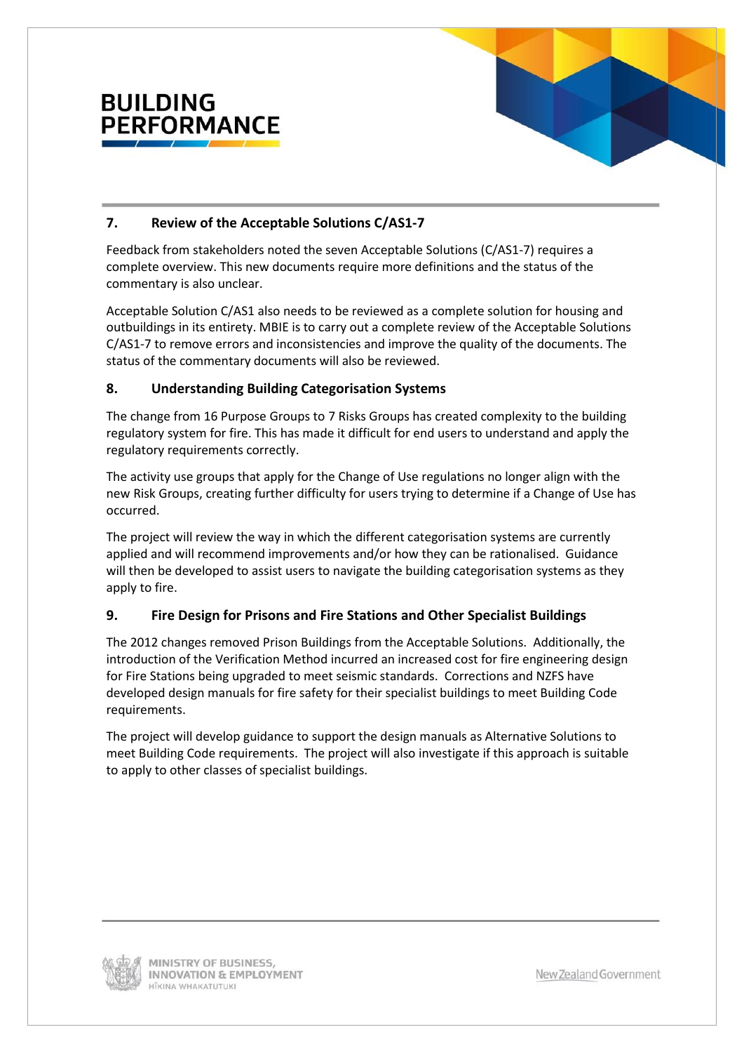## 7. Review of the Acceptable Solutions C/AS1-7

Feedback from stakeholders noted the seven Acceptable Solutions (C/AS1-7) requires a complete overview. This new documents require more definitions and the status of the commentary is also unclear.

Acceptable Solution C/AS1 also needs to be reviewed as a complete solution for housing and outbuildings in its entirety. MBIE is to carry out a complete review of the Acceptable Solutions C/AS1-7 to remove errors and inconsistencies and improve the quality of the documents. The status of the commentary documents will also be reviewed.

## 8. Understanding Building Categorisation Systems

The change from 16 Purpose Groups to 7 Risks Groups has created complexity to the building regulatory system for fire. This has made it difficult for end users to understand and apply the regulatory requirements correctly.

The activity use groups that apply for the Change of Use regulations no longer align with the new Risk Groups, creating further difficulty for users trying to determine if a Change of Use has occurred.

The project will review the way in which the different categorisation systems are currently applied and will recommend improvements and/or how they can be rationalised. Guidance will then be developed to assist users to navigate the building categorisation systems as they apply to fire.

## 9. Fire Design for Prisons and Fire Stations and Other Specialist Buildings

The 2012 changes removed Prison Buildings from the Acceptable Solutions. Additionally, the introduction of the Verification Method incurred an increased cost for fire engineering design for Fire Stations being upgraded to meet seismic standards. Corrections and NZFS have developed design manuals for fire safety for their specialist buildings to meet Building Code requirements.

The project will develop guidance to support the design manuals as Alternative Solutions to meet Building Code requirements. The project will also investigate if this approach is suitable to apply to other classes of specialist buildings.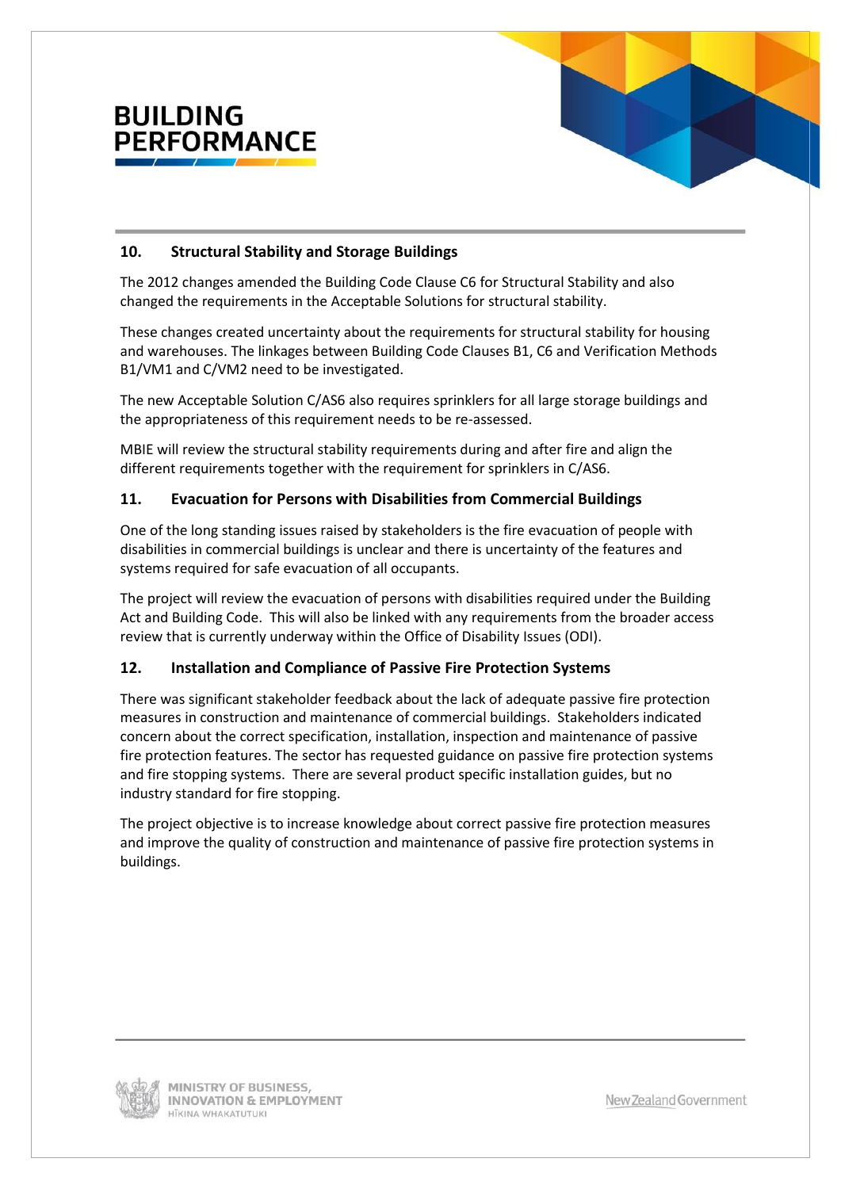## 10. Structural Stability and Storage Buildings

The 2012 changes amended the Building Code Clause C6 for Structural Stability and also changed the requirements in the Acceptable Solutions for structural stability.

These changes created uncertainty about the requirements for structural stability for housing and warehouses. The linkages between Building Code Clauses B1, C6 and Verification Methods B1/VM1 and C/VM2 need to be investigated.

The new Acceptable Solution C/AS6 also requires sprinklers for all large storage buildings and the appropriateness of this requirement needs to be re-assessed.

MBIE will review the structural stability requirements during and after fire and align the different requirements together with the requirement for sprinklers in C/AS6.

## 11. Evacuation for Persons with Disabilities from Commercial Buildings

One of the long standing issues raised by stakeholders is the fire evacuation of people with disabilities in commercial buildings is unclear and there is uncertainty of the features and systems required for safe evacuation of all occupants.

The project will review the evacuation of persons with disabilities required under the Building Act and Building Code. This will also be linked with any requirements from the broader access review that is currently underway within the Office of Disability Issues (ODI).

## 12. Installation and Compliance of Passive Fire Protection Systems

There was significant stakeholder feedback about the lack of adequate passive fire protection measures in construction and maintenance of commercial buildings. Stakeholders indicated concern about the correct specification, installation, inspection and maintenance of passive fire protection features. The sector has requested guidance on passive fire protection systems and fire stopping systems. There are several product specific installation guides, but no industry standard for fire stopping.

The project objective is to increase knowledge about correct passive fire protection measures and improve the quality of construction and maintenance of passive fire protection systems in buildings.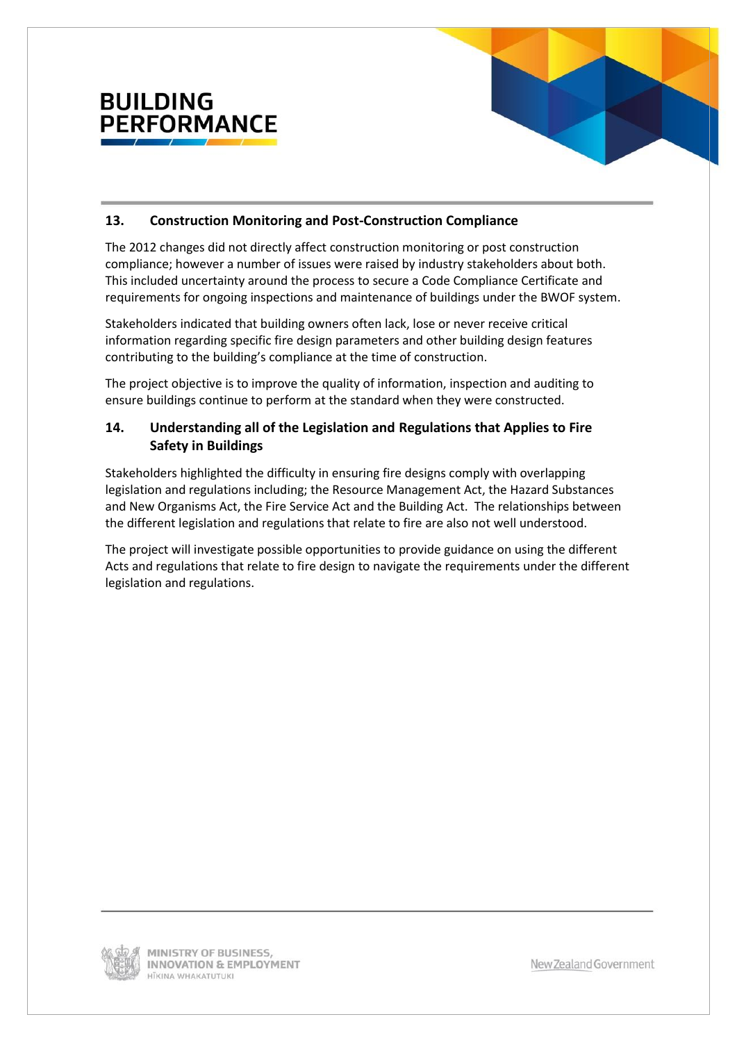## 13. Construction Monitoring and Post-Construction Compliance

The 2012 changes did not directly affect construction monitoring or post construction compliance; however a number of issues were raised by industry stakeholders about both. This included uncertainty around the process to secure a Code Compliance Certificate and requirements for ongoing inspections and maintenance of buildings under the BWOF system.

Stakeholders indicated that building owners often lack, lose or never receive critical information regarding specific fire design parameters and other building design features contributing to the building's compliance at the time of construction.

The project objective is to improve the quality of information, inspection and auditing to ensure buildings continue to perform at the standard when they were constructed.

## 14. Understanding all of the Legislation and Regulations that Applies to Fire Safety in Buildings

Stakeholders highlighted the difficulty in ensuring fire designs comply with overlapping legislation and regulations including; the Resource Management Act, the Hazard Substances and New Organisms Act, the Fire Service Act and the Building Act. The relationships between the different legislation and regulations that relate to fire are also not well understood.

The project will investigate possible opportunities to provide guidance on using the different Acts and regulations that relate to fire design to navigate the requirements under the different legislation and regulations.